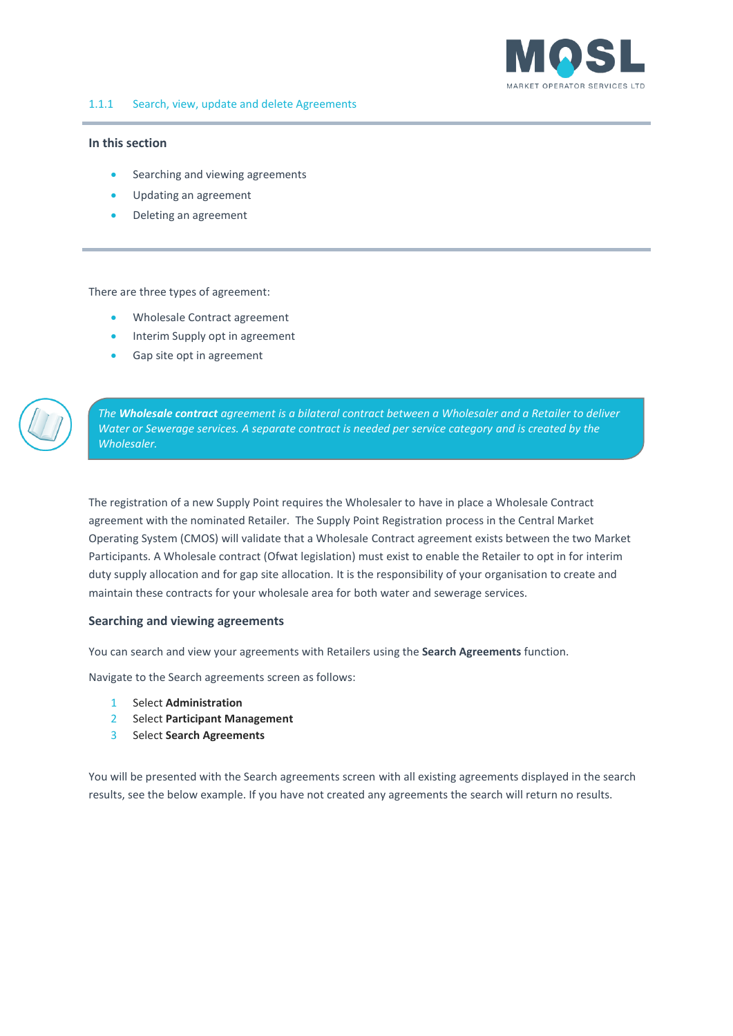### 1.1.1 Search, view, update and delete Agreements

**In this section**

- Searching and viewing agreements
- Updating an agreement
- Deleting an agreement

There are three types of agreement:

- Wholesale Contract agreement
- Interim Supply opt in agreement
- Gap site opt in agreement

> *The **Wholesale contract** agreement is a bilateral contract between a Wholesaler and a Retailer to deliver Water or Sewerage services. A separate contract is needed per service category and is created by the Wholesaler.*

The registration of a new Supply Point requires the Wholesaler to have in place a Wholesale Contract agreement with the nominated Retailer. The Supply Point Registration process in the Central Market Operating System (CMOS) will validate that a Wholesale Contract agreement exists between the two Market Participants. A Wholesale contract (Ofwat legislation) must exist to enable the Retailer to opt in for interim duty supply allocation and for gap site allocation. It is the responsibility of your organisation to create and maintain these contracts for your wholesale area for both water and sewerage services.

#### Searching and viewing agreements

You can search and view your agreements with Retailers using the **Search Agreements** function.

Navigate to the Search agreements screen as follows:

1. Select **Administration**
2. Select **Participant Management**
3. Select **Search Agreements**

You will be presented with the Search agreements screen with all existing agreements displayed in the search results, see the below example. If you have not created any agreements the search will return no results.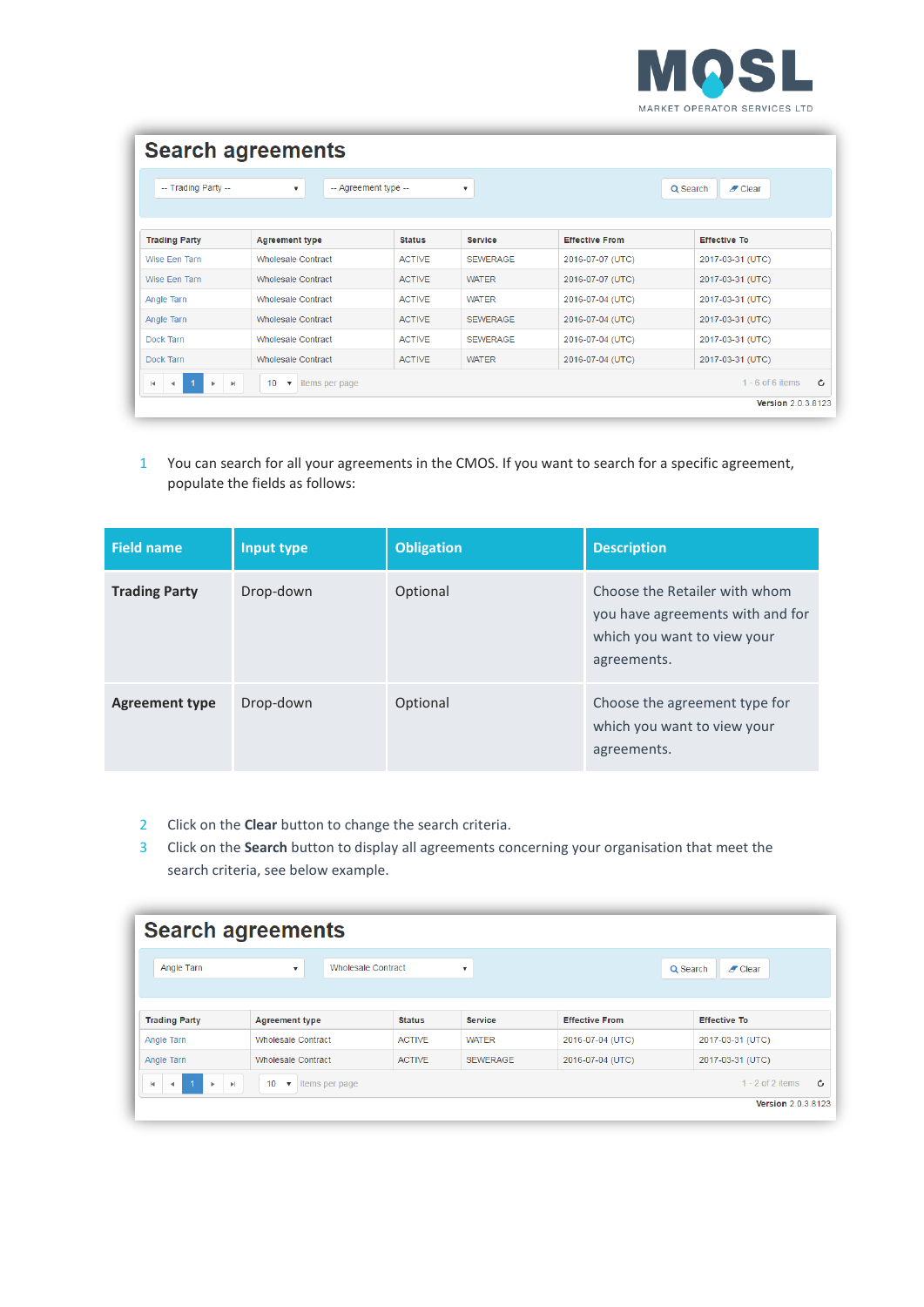## Search agreements

| Trading Party | Agreement type | Status | Service | Effective From | Effective To |
|---|---|---|---|---|---|
| Wise Een Tarn | Wholesale Contract | ACTIVE | SEWERAGE | 2016-07-07 (UTC) | 2017-03-31 (UTC) |
| Wise Een Tarn | Wholesale Contract | ACTIVE | WATER | 2016-07-07 (UTC) | 2017-03-31 (UTC) |
| Angle Tarn | Wholesale Contract | ACTIVE | WATER | 2016-07-04 (UTC) | 2017-03-31 (UTC) |
| Angle Tarn | Wholesale Contract | ACTIVE | SEWERAGE | 2016-07-04 (UTC) | 2017-03-31 (UTC) |
| Dock Tarn | Wholesale Contract | ACTIVE | SEWERAGE | 2016-07-04 (UTC) | 2017-03-31 (UTC) |
| Dock Tarn | Wholesale Contract | ACTIVE | WATER | 2016-07-04 (UTC) | 2017-03-31 (UTC) |

1. You can search for all your agreements in the CMOS. If you want to search for a specific agreement, populate the fields as follows:

| Field name | Input type | Obligation | Description |
|---|---|---|---|
| **Trading Party** | Drop-down | Optional | Choose the Retailer with whom you have agreements with and for which you want to view your agreements. |
| **Agreement type** | Drop-down | Optional | Choose the agreement type for which you want to view your agreements. |

2. Click on the **Clear** button to change the search criteria.
3. Click on the **Search** button to display all agreements concerning your organisation that meet the search criteria, see below example.

## Search agreements

| Trading Party | Agreement type | Status | Service | Effective From | Effective To |
|---|---|---|---|---|---|
| Angle Tarn | Wholesale Contract | ACTIVE | WATER | 2016-07-04 (UTC) | 2017-03-31 (UTC) |
| Angle Tarn | Wholesale Contract | ACTIVE | SEWERAGE | 2016-07-04 (UTC) | 2017-03-31 (UTC) |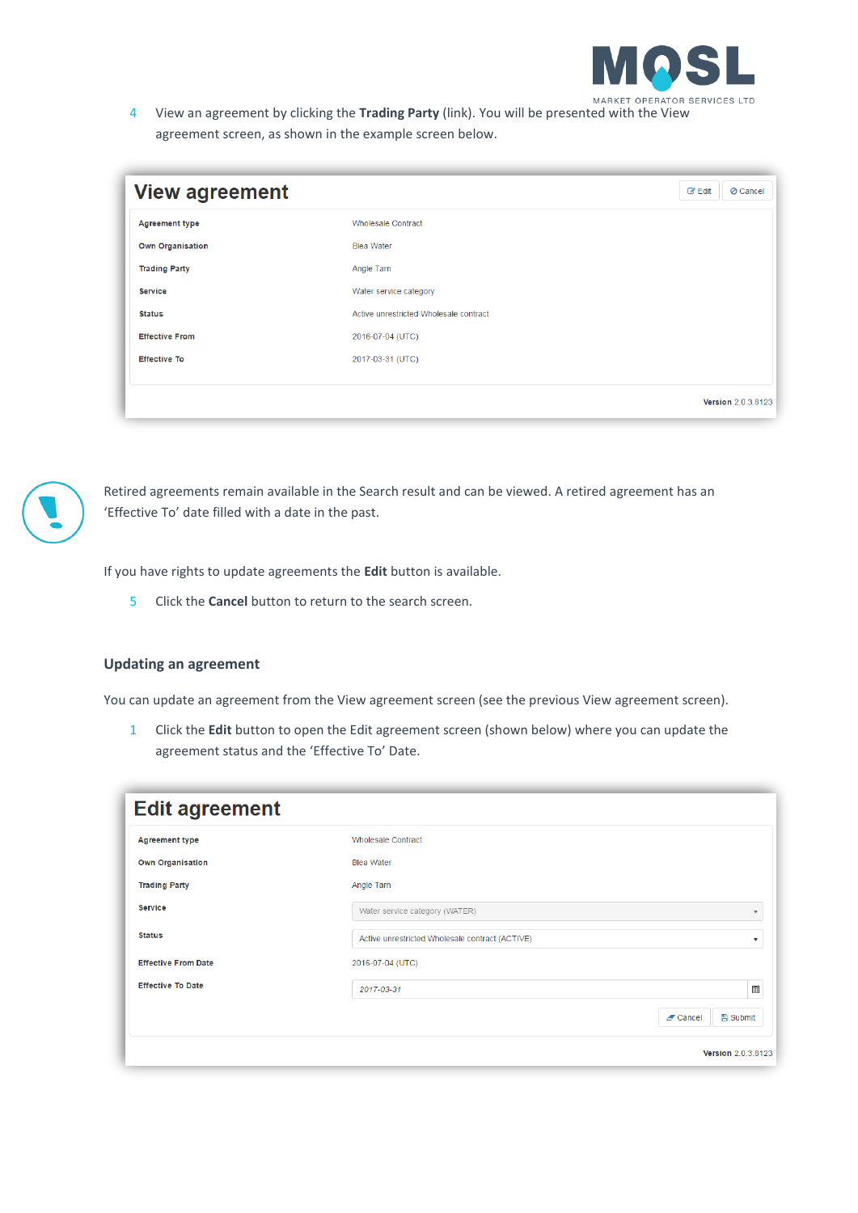4. View an agreement by clicking the **Trading Party** (link). You will be presented with the View agreement screen, as shown in the example screen below.

Retired agreements remain available in the Search result and can be viewed. A retired agreement has an 'Effective To' date filled with a date in the past.

If you have rights to update agreements the **Edit** button is available.

5. Click the **Cancel** button to return to the search screen.

### Updating an agreement

You can update an agreement from the View agreement screen (see the previous View agreement screen).

1. Click the **Edit** button to open the Edit agreement screen (shown below) where you can update the agreement status and the 'Effective To' Date.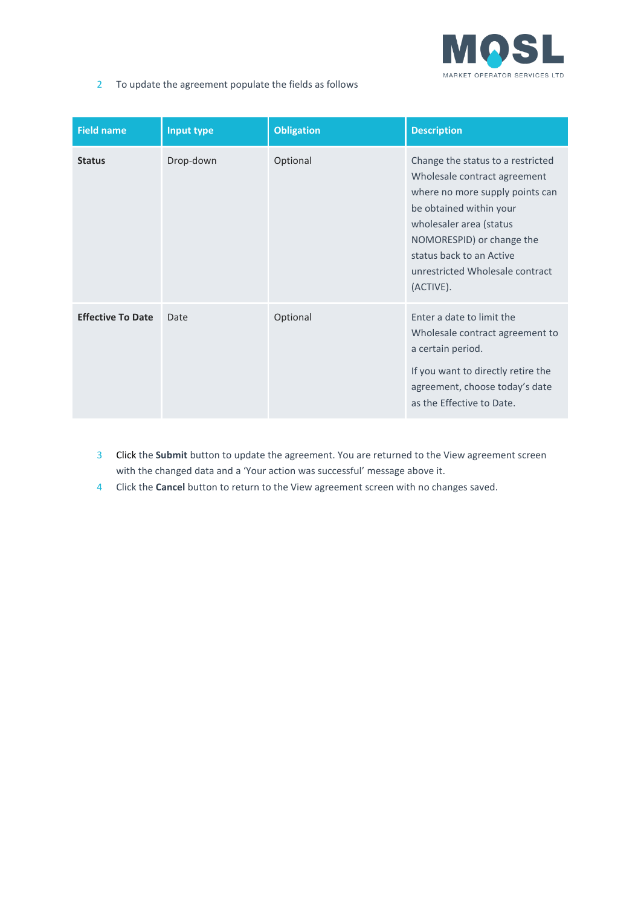2. To update the agreement populate the fields as follows

| Field name | Input type | Obligation | Description |
| --- | --- | --- | --- |
| **Status** | Drop-down | Optional | Change the status to a restricted Wholesale contract agreement where no more supply points can be obtained within your wholesaler area (status NOMORESPID) or change the status back to an Active unrestricted Wholesale contract (ACTIVE). |
| **Effective To Date** | Date | Optional | Enter a date to limit the Wholesale contract agreement to a certain period.<br><br>If you want to directly retire the agreement, choose today's date as the Effective to Date. |

3. Click the **Submit** button to update the agreement. You are returned to the View agreement screen with the changed data and a 'Your action was successful' message above it.
4. Click the **Cancel** button to return to the View agreement screen with no changes saved.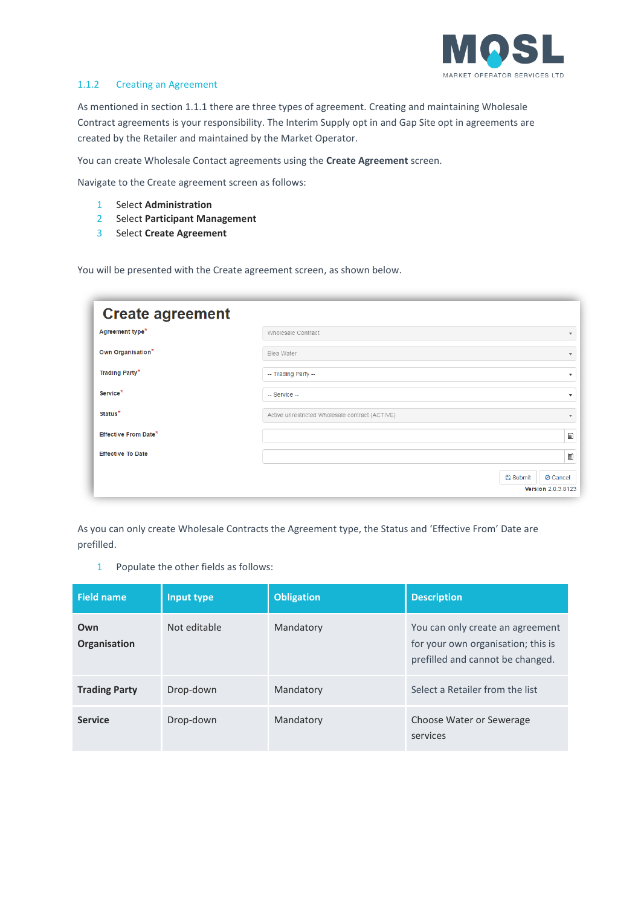### 1.1.2 Creating an Agreement

As mentioned in section 1.1.1 there are three types of agreement. Creating and maintaining Wholesale Contract agreements is your responsibility. The Interim Supply opt in and Gap Site opt in agreements are created by the Retailer and maintained by the Market Operator.

You can create Wholesale Contact agreements using the **Create Agreement** screen.

Navigate to the Create agreement screen as follows:

1. Select **Administration**
2. Select **Participant Management**
3. Select **Create Agreement**

You will be presented with the Create agreement screen, as shown below.

As you can only create Wholesale Contracts the Agreement type, the Status and 'Effective From' Date are prefilled.

1. Populate the other fields as follows:

| Field name | Input type | Obligation | Description |
|---|---|---|---|
| **Own Organisation** | Not editable | Mandatory | You can only create an agreement for your own organisation; this is prefilled and cannot be changed. |
| **Trading Party** | Drop-down | Mandatory | Select a Retailer from the list |
| **Service** | Drop-down | Mandatory | Choose Water or Sewerage services |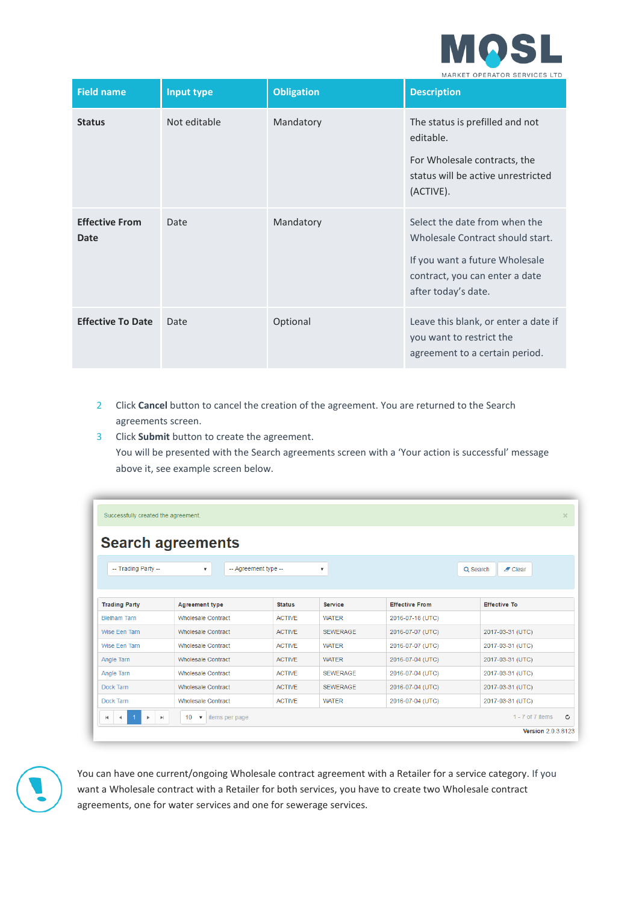| Field name | Input type | Obligation | Description |
|---|---|---|---|
| **Status** | Not editable | Mandatory | The status is prefilled and not editable.<br><br>For Wholesale contracts, the status will be active unrestricted (ACTIVE). |
| **Effective From Date** | Date | Mandatory | Select the date from when the Wholesale Contract should start.<br><br>If you want a future Wholesale contract, you can enter a date after today's date. |
| **Effective To Date** | Date | Optional | Leave this blank, or enter a date if you want to restrict the agreement to a certain period. |

2. Click **Cancel** button to cancel the creation of the agreement. You are returned to the Search agreements screen.
3. Click **Submit** button to create the agreement.
   You will be presented with the Search agreements screen with a 'Your action is successful' message above it, see example screen below.

Successfully created the agreement.

**Search agreements**

| Trading Party | Agreement type | Status | Service | Effective From | Effective To |
|---|---|---|---|---|---|
| Blelham Tarn | Wholesale Contract | ACTIVE | WATER | 2016-07-18 (UTC) | |
| Wise Een Tarn | Wholesale Contract | ACTIVE | SEWERAGE | 2016-07-07 (UTC) | 2017-03-31 (UTC) |
| Wise Een Tarn | Wholesale Contract | ACTIVE | WATER | 2016-07-07 (UTC) | 2017-03-31 (UTC) |
| Angle Tarn | Wholesale Contract | ACTIVE | WATER | 2016-07-04 (UTC) | 2017-03-31 (UTC) |
| Angle Tarn | Wholesale Contract | ACTIVE | SEWERAGE | 2016-07-04 (UTC) | 2017-03-31 (UTC) |
| Dock Tarn | Wholesale Contract | ACTIVE | SEWERAGE | 2016-07-04 (UTC) | 2017-03-31 (UTC) |
| Dock Tarn | Wholesale Contract | ACTIVE | WATER | 2016-07-04 (UTC) | 2017-03-31 (UTC) |

You can have one current/ongoing Wholesale contract agreement with a Retailer for a service category. If you want a Wholesale contract with a Retailer for both services, you have to create two Wholesale contract agreements, one for water services and one for sewerage services.